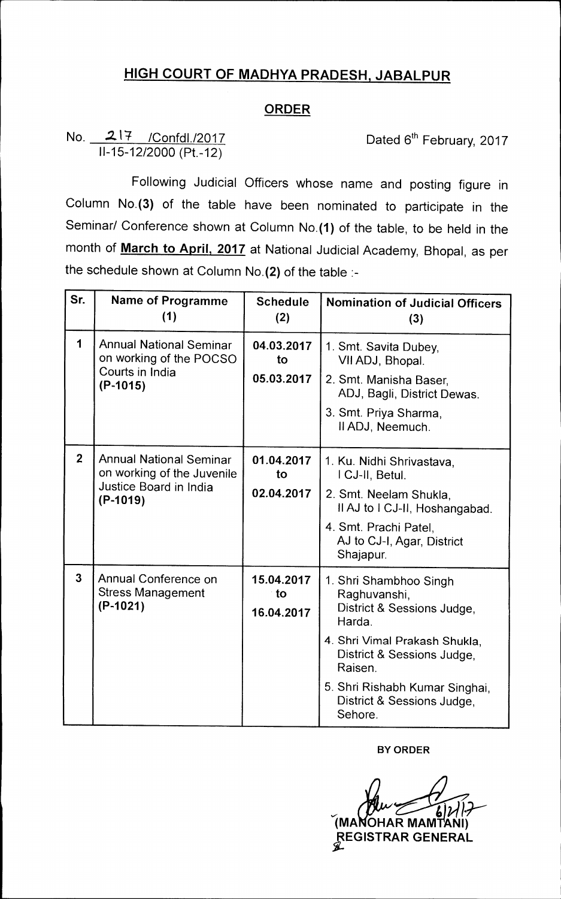# HIGH COURT OF MADHYA PRADESH, JABALPUR

## ORDER

No. 217 /Confdl./2017
II-15-12/2000 (Pt.-12)

Dated 6th February, 2017

Following Judicial Officers whose name and posting figure in Column No.**(3)** of the table have been nominated to participate in the Seminar/ Conference shown at Column No.**(1)** of the table, to be held in the month of **March to April, 2017** at National Judicial Academy, Bhopal, as per the schedule shown at Column No.**(2)** of the table :-

| Sr. | Name of Programme (1) | Schedule (2) | Nomination of Judicial Officers (3) |
|---|---|---|---|
| 1 | Annual National Seminar on working of the POCSO Courts in India **(P-1015)** | **04.03.2017 to 05.03.2017** | 1. Smt. Savita Dubey, VII ADJ, Bhopal.<br>2. Smt. Manisha Baser, ADJ, Bagli, District Dewas.<br>3. Smt. Priya Sharma, II ADJ, Neemuch. |
| 2 | Annual National Seminar on working of the Juvenile Justice Board in India **(P-1019)** | **01.04.2017 to 02.04.2017** | 1. Ku. Nidhi Shrivastava, I CJ-II, Betul.<br>2. Smt. Neelam Shukla, II AJ to I CJ-II, Hoshangabad.<br>4. Smt. Prachi Patel, AJ to CJ-I, Agar, District Shajapur. |
| 3 | Annual Conference on Stress Management **(P-1021)** | **15.04.2017 to 16.04.2017** | 1. Shri Shambhoo Singh Raghuvanshi, District & Sessions Judge, Harda.<br>4. Shri Vimal Prakash Shukla, District & Sessions Judge, Raisen.<br>5. Shri Rishabh Kumar Singhai, District & Sessions Judge, Sehore. |

**BY ORDER**

6/2/17

**(MANOHAR MAMTANI)**
**REGISTRAR GENERAL**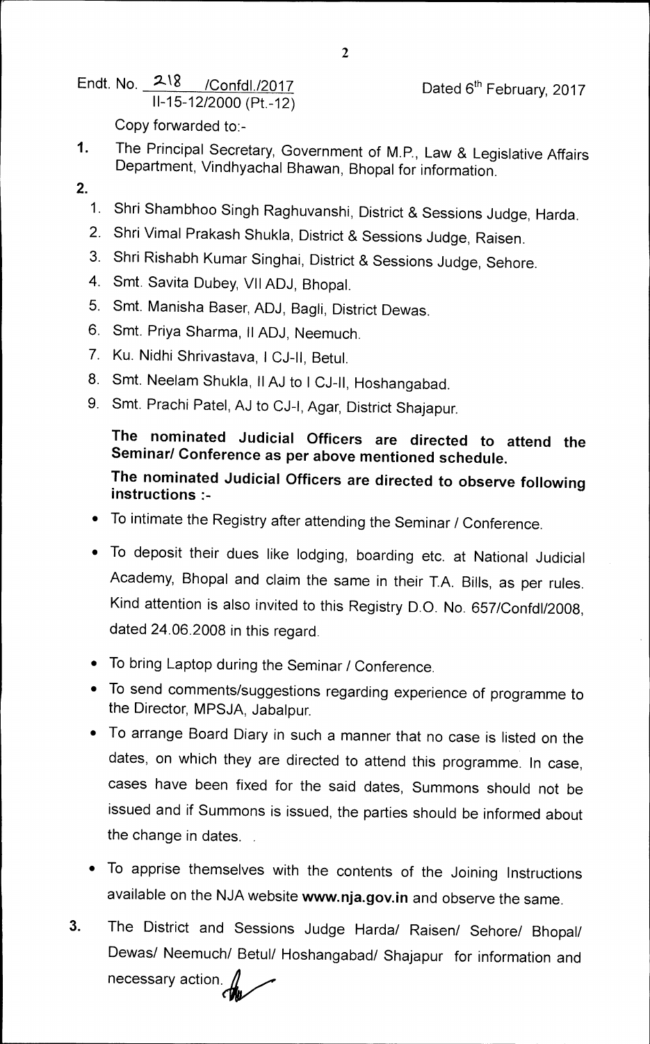Endt. No. 218 /Confdl./2017
II-15-12/2000 (Pt.-12)

Dated 6th February, 2017

Copy forwarded to:-

1. The Principal Secretary, Government of M.P., Law & Legislative Affairs Department, Vindhyachal Bhawan, Bhopal for information.

2.
   1. Shri Shambhoo Singh Raghuvanshi, District & Sessions Judge, Harda.
   2. Shri Vimal Prakash Shukla, District & Sessions Judge, Raisen.
   3. Shri Rishabh Kumar Singhai, District & Sessions Judge, Sehore.
   4. Smt. Savita Dubey, VII ADJ, Bhopal.
   5. Smt. Manisha Baser, ADJ, Bagli, District Dewas.
   6. Smt. Priya Sharma, II ADJ, Neemuch.
   7. Ku. Nidhi Shrivastava, I CJ-II, Betul.
   8. Smt. Neelam Shukla, II AJ to I CJ-II, Hoshangabad.
   9. Smt. Prachi Patel, AJ to CJ-I, Agar, District Shajapur.

   **The nominated Judicial Officers are directed to attend the Seminar/ Conference as per above mentioned schedule.**

   **The nominated Judicial Officers are directed to observe following instructions :-**

   - To intimate the Registry after attending the Seminar / Conference.
   - To deposit their dues like lodging, boarding etc. at National Judicial Academy, Bhopal and claim the same in their T.A. Bills, as per rules. Kind attention is also invited to this Registry D.O. No. 657/Confdl/2008, dated 24.06.2008 in this regard.
   - To bring Laptop during the Seminar / Conference.
   - To send comments/suggestions regarding experience of programme to the Director, MPSJA, Jabalpur.
   - To arrange Board Diary in such a manner that no case is listed on the dates, on which they are directed to attend this programme. In case, cases have been fixed for the said dates, Summons should not be issued and if Summons is issued, the parties should be informed about the change in dates.
   - To apprise themselves with the contents of the Joining Instructions available on the NJA website **www.nja.gov.in** and observe the same.

3. The District and Sessions Judge Harda/ Raisen/ Sehore/ Bhopal/ Dewas/ Neemuch/ Betul/ Hoshangabad/ Shajapur for information and necessary action.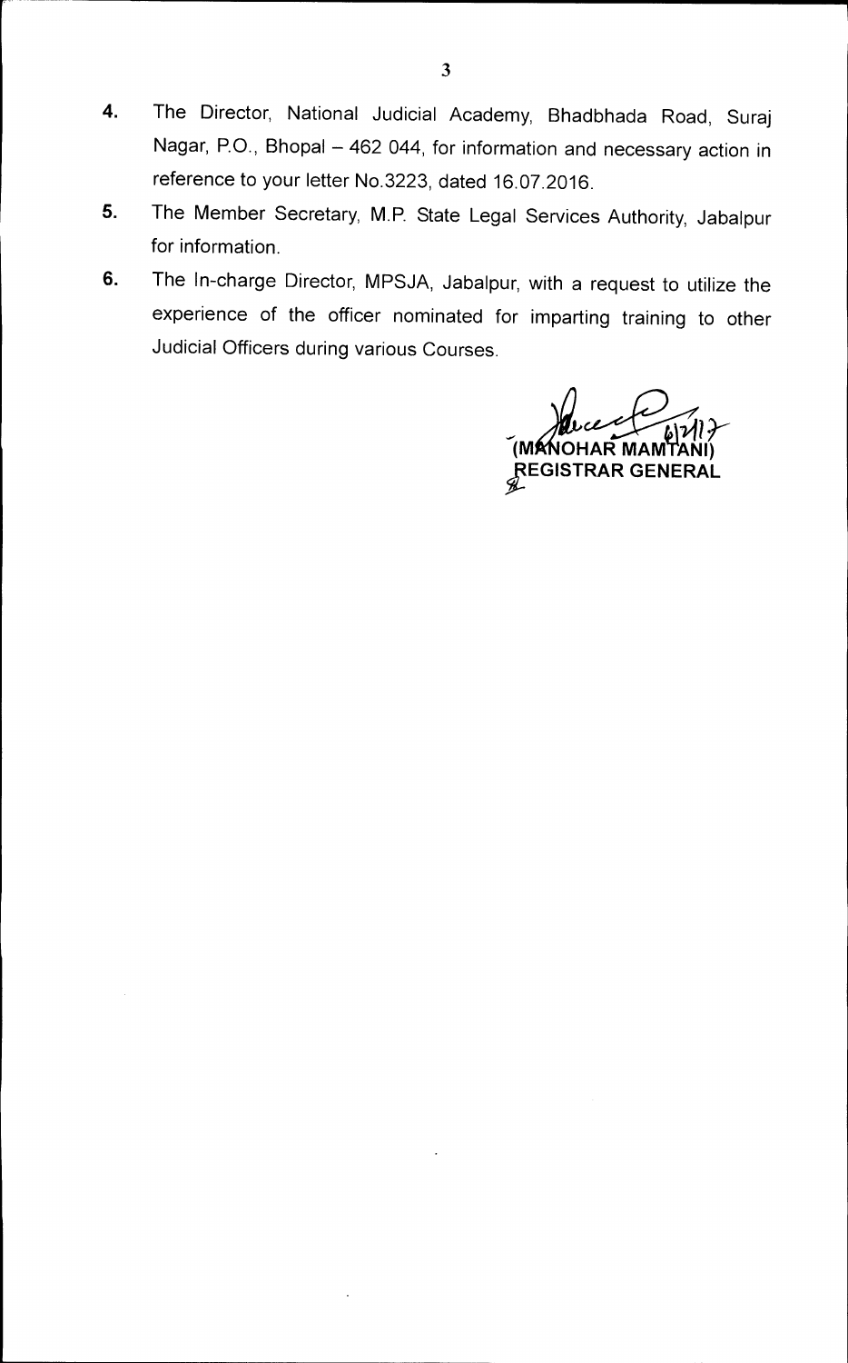4. The Director, National Judicial Academy, Bhadbhada Road, Suraj Nagar, P.O., Bhopal – 462 044, for information and necessary action in reference to your letter No.3223, dated 16.07.2016.
5. The Member Secretary, M.P. State Legal Services Authority, Jabalpur for information.
6. The In-charge Director, MPSJA, Jabalpur, with a request to utilize the experience of the officer nominated for imparting training to other Judicial Officers during various Courses.

6/7/17

(MANOHAR MAMTANI)
REGISTRAR GENERAL